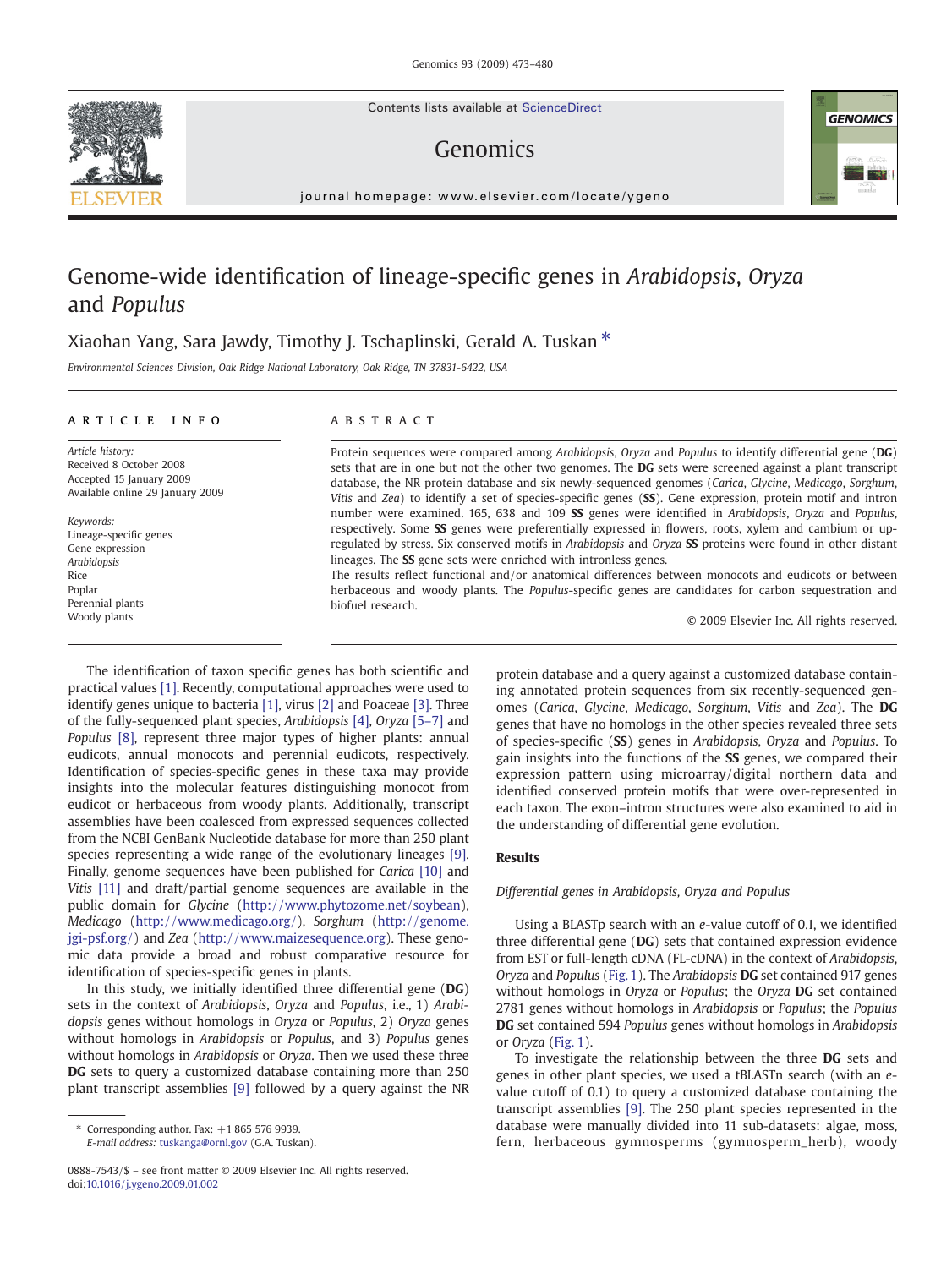# Genome-wide identification of lineage-specific genes in *Arabidopsis*, *Oryza* and *Populus*

Xiaohan Yang, Sara Jawdy, Timothy J. Tschaplinski, Gerald A. Tuskan *

Environmental Sciences Division, Oak Ridge National Laboratory, Oak Ridge, TN 37831-6422, USA

## ARTICLE INFO

*Article history:*
Received 8 October 2008
Accepted 15 January 2009
Available online 29 January 2009

*Keywords:*
Lineage-specific genes
Gene expression
*Arabidopsis*
Rice
Poplar
Perennial plants
Woody plants

## ABSTRACT

Protein sequences were compared among *Arabidopsis*, *Oryza* and *Populus* to identify differential gene (**DG**) sets that are in one but not the other two genomes. The **DG** sets were screened against a plant transcript database, the NR protein database and six newly-sequenced genomes (*Carica*, *Glycine*, *Medicago*, *Sorghum*, *Vitis* and *Zea*) to identify a set of species-specific genes (**SS**). Gene expression, protein motif and intron number were examined. 165, 638 and 109 **SS** genes were identified in *Arabidopsis*, *Oryza* and *Populus*, respectively. Some **SS** genes were preferentially expressed in flowers, roots, xylem and cambium or up-regulated by stress. Six conserved motifs in *Arabidopsis* and *Oryza* **SS** proteins were found in other distant lineages. The **SS** gene sets were enriched with intronless genes.

The results reflect functional and/or anatomical differences between monocots and eudicots or between herbaceous and woody plants. The *Populus*-specific genes are candidates for carbon sequestration and biofuel research.

© 2009 Elsevier Inc. All rights reserved.

The identification of taxon specific genes has both scientific and practical values [1]. Recently, computational approaches were used to identify genes unique to bacteria [1], virus [2] and Poaceae [3]. Three of the fully-sequenced plant species, *Arabidopsis* [4], *Oryza* [5–7] and *Populus* [8], represent three major types of higher plants: annual eudicots, annual monocots and perennial eudicots, respectively. Identification of species-specific genes in these taxa may provide insights into the molecular features distinguishing monocot from eudicot or herbaceous from woody plants. Additionally, transcript assemblies have been coalesced from expressed sequences collected from the NCBI GenBank Nucleotide database for more than 250 plant species representing a wide range of the evolutionary lineages [9]. Finally, genome sequences have been published for *Carica* [10] and *Vitis* [11] and draft/partial genome sequences are available in the public domain for *Glycine* (http://www.phytozome.net/soybean), *Medicago* (http://www.medicago.org/), *Sorghum* (http://genome.jgi-psf.org/) and *Zea* (http://www.maizesequence.org). These genomic data provide a broad and robust comparative resource for identification of species-specific genes in plants.

In this study, we initially identified three differential gene (**DG**) sets in the context of *Arabidopsis*, *Oryza* and *Populus*, i.e., 1) *Arabidopsis* genes without homologs in *Oryza* or *Populus*, 2) *Oryza* genes without homologs in *Arabidopsis* or *Populus*, and 3) *Populus* genes without homologs in *Arabidopsis* or *Oryza*. Then we used these three **DG** sets to query a customized database containing more than 250 plant transcript assemblies [9] followed by a query against the NR protein database and a query against a customized database containing annotated protein sequences from six recently-sequenced genomes (*Carica*, *Glycine*, *Medicago*, *Sorghum*, *Vitis* and *Zea*). The **DG** genes that have no homologs in the other species revealed three sets of species-specific (**SS**) genes in *Arabidopsis*, *Oryza* and *Populus*. To gain insights into the functions of the **SS** genes, we compared their expression pattern using microarray/digital northern data and identified conserved protein motifs that were over-represented in each taxon. The exon–intron structures were also examined to aid in the understanding of differential gene evolution.

## Results

### Differential genes in Arabidopsis, Oryza and Populus

Using a BLASTp search with an *e*-value cutoff of 0.1, we identified three differential gene (**DG**) sets that contained expression evidence from EST or full-length cDNA (FL-cDNA) in the context of *Arabidopsis*, *Oryza* and *Populus* (Fig. 1). The *Arabidopsis* **DG** set contained 917 genes without homologs in *Oryza* or *Populus*; the *Oryza* **DG** set contained 2781 genes without homologs in *Arabidopsis* or *Populus*; the *Populus* **DG** set contained 594 *Populus* genes without homologs in *Arabidopsis* or *Oryza* (Fig. 1).

To investigate the relationship between the three **DG** sets and genes in other plant species, we used a tBLASTn search (with an *e*-value cutoff of 0.1) to query a customized database containing the transcript assemblies [9]. The 250 plant species represented in the database were manually divided into 11 sub-datasets: algae, moss, fern, herbaceous gymnosperms (gymnosperm_herb), woody

* Corresponding author. Fax: +1 865 576 9939.
E-mail address: tuskanga@ornl.gov (G.A. Tuskan).

0888-7543/$ – see front matter © 2009 Elsevier Inc. All rights reserved.
doi:10.1016/j.ygeno.2009.01.002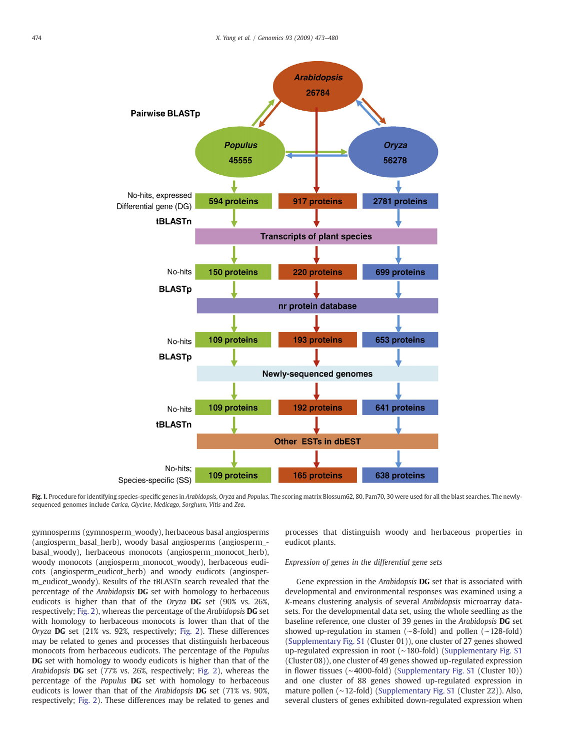**Fig. 1.** Procedure for identifying species-specific genes in *Arabidopsis*, *Oryza* and *Populus*. The scoring matrix Blossum62, 80, Pam70, 30 were used for all the blast searches. The newly-sequenced genomes include *Carica*, *Glycine*, *Medicago*, *Sorghum*, *Vitis* and *Zea*.

gymnosperms (gymnosperm_woody), herbaceous basal angiosperms (angiosperm_basal_herb), woody basal angiosperms (angiosperm_basal_woody), herbaceous monocots (angiosperm_monocot_herb), woody monocots (angiosperm_monocot_woody), herbaceous eudicots (angiosperm_eudicot_herb) and woody eudicots (angiosperm_eudicot_woody). Results of the tBLASTn search revealed that the percentage of the *Arabidopsis* **DG** set with homology to herbaceous eudicots is higher than that of the *Oryza* **DG** set (90% vs. 26%, respectively; Fig. 2), whereas the percentage of the *Arabidopsis* **DG** set with homology to herbaceous monocots is lower than that of the *Oryza* **DG** set (21% vs. 92%, respectively; Fig. 2). These differences may be related to genes and processes that distinguish herbaceous monocots from herbaceous eudicots. The percentage of the *Populus* **DG** set with homology to woody eudicots is higher than that of the *Arabidopsis* **DG** set (77% vs. 26%, respectively; Fig. 2), whereas the percentage of the *Populus* **DG** set with homology to herbaceous eudicots is lower than that of the *Arabidopsis* **DG** set (71% vs. 90%, respectively; Fig. 2). These differences may be related to genes and processes that distinguish woody and herbaceous properties in eudicot plants.

### *Expression of genes in the differential gene sets*

Gene expression in the *Arabidopsis* **DG** set that is associated with developmental and environmental responses was examined using a *K*-means clustering analysis of several *Arabidopsis* microarray datasets. For the developmental data set, using the whole seedling as the baseline reference, one cluster of 39 genes in the *Arabidopsis* **DG** set showed up-regulation in stamen (~8-fold) and pollen (~128-fold) (Supplementary Fig. S1 (Cluster 01)), one cluster of 27 genes showed up-regulated expression in root (~180-fold) (Supplementary Fig. S1 (Cluster 08)), one cluster of 49 genes showed up-regulated expression in flower tissues (~4000-fold) (Supplementary Fig. S1 (Cluster 10)) and one cluster of 88 genes showed up-regulated expression in mature pollen (~12-fold) (Supplementary Fig. S1 (Cluster 22)). Also, several clusters of genes exhibited down-regulated expression when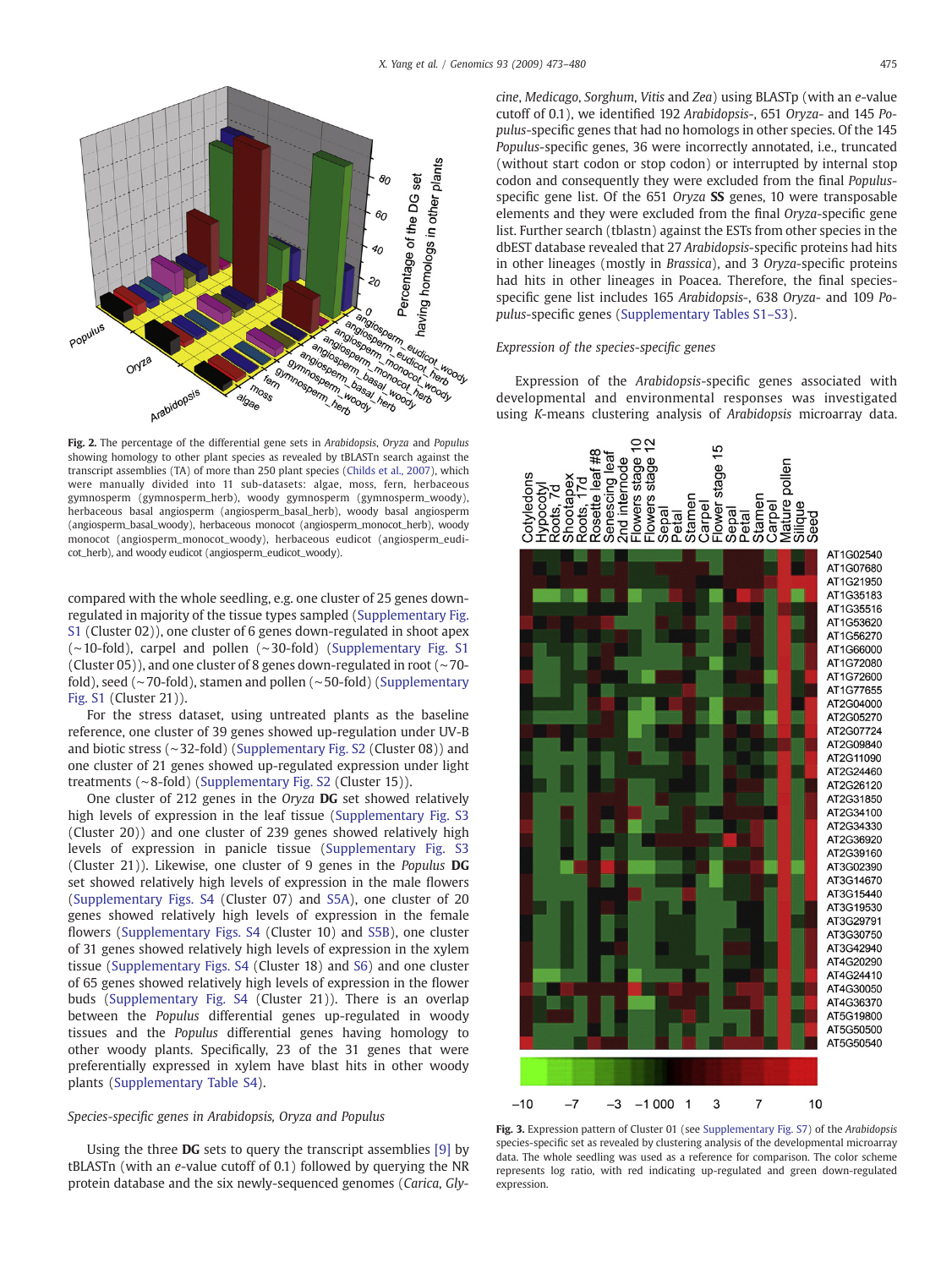Fig. 2. The percentage of the differential gene sets in *Arabidopsis*, *Oryza* and *Populus* showing homology to other plant species as revealed by tBLASTn search against the transcript assemblies (TA) of more than 250 plant species (Childs et al., 2007), which were manually divided into 11 sub-datasets: algae, moss, fern, herbaceous gymnosperm (gymnosperm_herb), woody gymnosperm (gymnosperm_woody), herbaceous basal angiosperm (angiosperm_basal_herb), woody basal angiosperm (angiosperm_basal_woody), herbaceous monocot (angiosperm_monocot_herb), woody monocot (angiosperm_monocot_woody), herbaceous eudicot (angiosperm_eudicot_herb), and woody eudicot (angiosperm_eudicot_woody).

compared with the whole seedling, e.g. one cluster of 25 genes down-regulated in majority of the tissue types sampled (Supplementary Fig. S1 (Cluster 02)), one cluster of 6 genes down-regulated in shoot apex (~10-fold), carpel and pollen (~30-fold) (Supplementary Fig. S1 (Cluster 05)), and one cluster of 8 genes down-regulated in root (~70-fold), seed (~70-fold), stamen and pollen (~50-fold) (Supplementary Fig. S1 (Cluster 21)).

For the stress dataset, using untreated plants as the baseline reference, one cluster of 39 genes showed up-regulation under UV-B and biotic stress (~32-fold) (Supplementary Fig. S2 (Cluster 08)) and one cluster of 21 genes showed up-regulated expression under light treatments (~8-fold) (Supplementary Fig. S2 (Cluster 15)).

One cluster of 212 genes in the *Oryza* **DG** set showed relatively high levels of expression in the leaf tissue (Supplementary Fig. S3 (Cluster 20)) and one cluster of 239 genes showed relatively high levels of expression in panicle tissue (Supplementary Fig. S3 (Cluster 21)). Likewise, one cluster of 9 genes in the *Populus* **DG** set showed relatively high levels of expression in the male flowers (Supplementary Figs. S4 (Cluster 07) and S5A), one cluster of 20 genes showed relatively high levels of expression in the female flowers (Supplementary Figs. S4 (Cluster 10) and S5B), one cluster of 31 genes showed relatively high levels of expression in the xylem tissue (Supplementary Figs. S4 (Cluster 18) and S6) and one cluster of 65 genes showed relatively high levels of expression in the flower buds (Supplementary Fig. S4 (Cluster 21)). There is an overlap between the *Populus* differential genes up-regulated in woody tissues and the *Populus* differential genes having homology to other woody plants. Specifically, 23 of the 31 genes that were preferentially expressed in xylem have blast hits in other woody plants (Supplementary Table S4).

### Species-specific genes in Arabidopsis, Oryza and Populus

Using the three **DG** sets to query the transcript assemblies [9] by tBLASTn (with an *e*-value cutoff of 0.1) followed by querying the NR protein database and the six newly-sequenced genomes (*Carica*, *Glycine*, *Medicago*, *Sorghum*, *Vitis* and *Zea*) using BLASTp (with an *e*-value cutoff of 0.1), we identified 192 *Arabidopsis*-, 651 *Oryza*- and 145 *Populus*-specific genes that had no homologs in other species. Of the 145 *Populus*-specific genes, 36 were incorrectly annotated, i.e., truncated (without start codon or stop codon) or interrupted by internal stop codon and consequently they were excluded from the final *Populus*-specific gene list. Of the 651 *Oryza* **SS** genes, 10 were transposable elements and they were excluded from the final *Oryza*-specific gene list. Further search (tblastn) against the ESTs from other species in the dbEST database revealed that 27 *Arabidopsis*-specific proteins had hits in other lineages (mostly in *Brassica*), and 3 *Oryza*-specific proteins had hits in other lineages in Poacea. Therefore, the final species-specific gene list includes 165 *Arabidopsis*-, 638 *Oryza*- and 109 *Populus*-specific genes (Supplementary Tables S1–S3).

### Expression of the species-specific genes

Expression of the *Arabidopsis*-specific genes associated with developmental and environmental responses was investigated using *K*-means clustering analysis of *Arabidopsis* microarray data.

Fig. 3. Expression pattern of Cluster 01 (see Supplementary Fig. S7) of the *Arabidopsis* species-specific set as revealed by clustering analysis of the developmental microarray data. The whole seedling was used as a reference for comparison. The color scheme represents log ratio, with red indicating up-regulated and green down-regulated expression.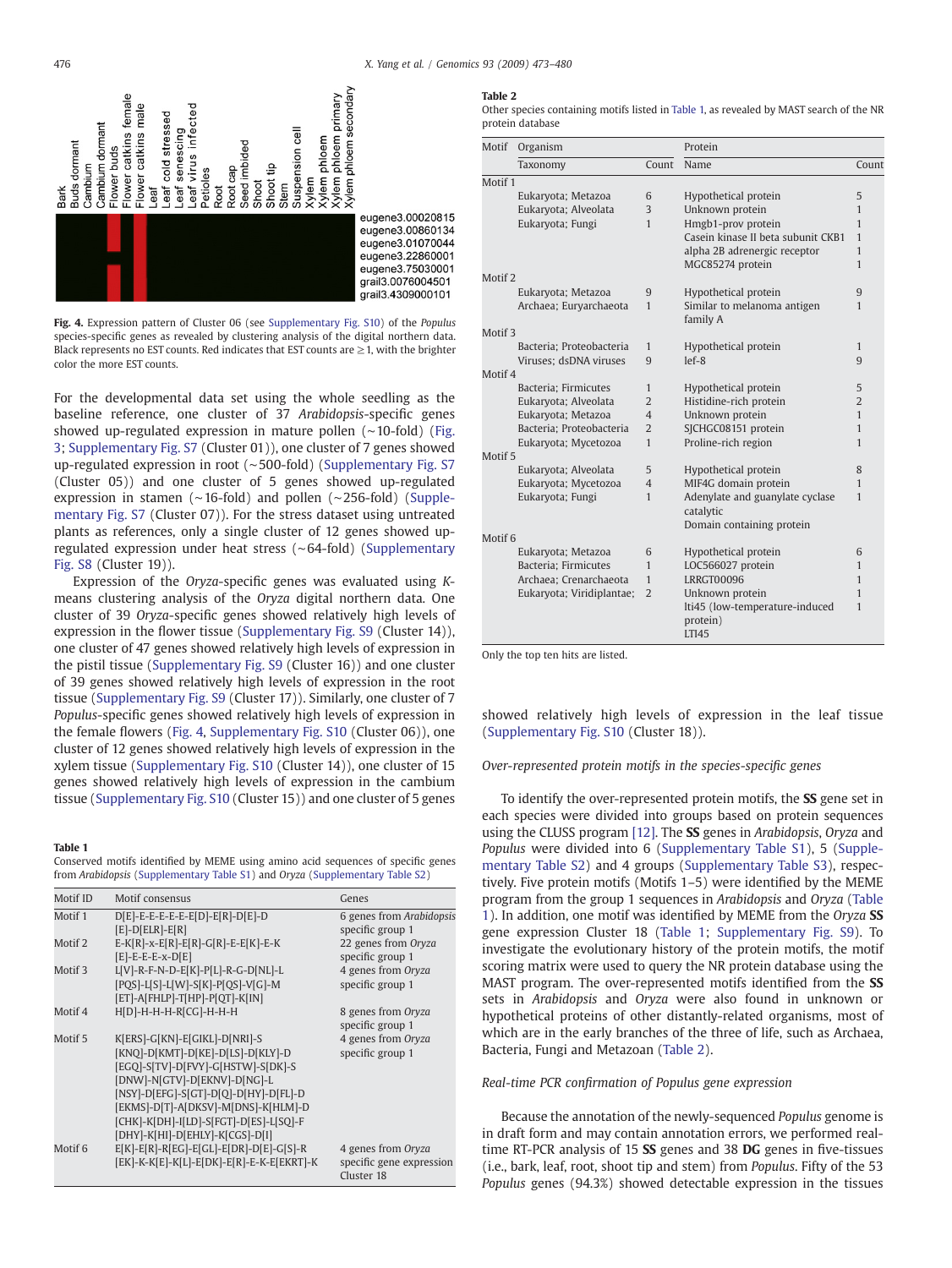**Fig. 4.** Expression pattern of Cluster 06 (see Supplementary Fig. S10) of the *Populus* species-specific genes as revealed by clustering analysis of the digital northern data. Black represents no EST counts. Red indicates that EST counts are ≥1, with the brighter color the more EST counts.

For the developmental data set using the whole seedling as the baseline reference, one cluster of 37 *Arabidopsis*-specific genes showed up-regulated expression in mature pollen (~10-fold) (Fig. 3; Supplementary Fig. S7 (Cluster 01)), one cluster of 7 genes showed up-regulated expression in root (~500-fold) (Supplementary Fig. S7 (Cluster 05)) and one cluster of 5 genes showed up-regulated expression in stamen (~16-fold) and pollen (~256-fold) (Supplementary Fig. S7 (Cluster 07)). For the stress dataset using untreated plants as references, only a single cluster of 12 genes showed up-regulated expression under heat stress (~64-fold) (Supplementary Fig. S8 (Cluster 19)).

Expression of the *Oryza*-specific genes was evaluated using *K*-means clustering analysis of the *Oryza* digital northern data. One cluster of 39 *Oryza*-specific genes showed relatively high levels of expression in the flower tissue (Supplementary Fig. S9 (Cluster 14)), one cluster of 47 genes showed relatively high levels of expression in the pistil tissue (Supplementary Fig. S9 (Cluster 16)) and one cluster of 39 genes showed relatively high levels of expression in the root tissue (Supplementary Fig. S9 (Cluster 17)). Similarly, one cluster of 7 *Populus*-specific genes showed relatively high levels of expression in the female flowers (Fig. 4, Supplementary Fig. S10 (Cluster 06)), one cluster of 12 genes showed relatively high levels of expression in the xylem tissue (Supplementary Fig. S10 (Cluster 14)), one cluster of 15 genes showed relatively high levels of expression in the cambium tissue (Supplementary Fig. S10 (Cluster 15)) and one cluster of 5 genes showed relatively high levels of expression in the leaf tissue (Supplementary Fig. S10 (Cluster 18)).

**Table 1**
Conserved motifs identified by MEME using amino acid sequences of specific genes from *Arabidopsis* (Supplementary Table S1) and *Oryza* (Supplementary Table S2)

| Motif ID | Motif consensus | Genes |
|---|---|---|
| Motif 1 | D[E]-E-E-E-E-E[D]-E[R]-D[E]-D [E]-D[ELR]-E[R] | 6 genes from *Arabidopsis* specific group 1 |
| Motif 2 | E-K[R]-x-E[R]-E[R]-G[R]-E-E[K]-E-K [E]-E-E-E-x-D[E] | 22 genes from *Oryza* specific group 1 |
| Motif 3 | L[V]-R-F-N-D-E[K]-P[L]-R-G-D[NL]-L [PQS]-L[S]-L[W]-S[K]-P[QS]-V[G]-M [ET]-A[FHLP]-T[HP]-P[QT]-K[IN] | 4 genes from *Oryza* specific group 1 |
| Motif 4 | H[D]-H-H-H-R[CG]-H-H-H | 8 genes from *Oryza* specific group 1 |
| Motif 5 | K[ERS]-G[KN]-E[GIKL]-D[NRI]-S [KNQ]-D[KMT]-D[KE]-D[LS]-D[KLY]-D [EGQ]-S[TV]-D[FVY]-G[HSTW]-S[DK]-S [DNW]-N[GTV]-D[EKNV]-D[NG]-L [NSY]-D[EFG]-S[GT]-D[Q]-D[HY]-D[FL]-D [EKMS]-D[T]-A[DKSV]-M[DNS]-K[HLM]-D [CHK]-K[DH]-I[LD]-S[FGT]-D[ES]-L[SQ]-F [DHY]-K[HI]-D[EHLY]-K[CGS]-D[I] | 4 genes from *Oryza* specific group 1 |
| Motif 6 | E[K]-E[R]-R[EG]-E[GL]-E[DR]-D[E]-G[S]-R [EK]-K-K[E]-K[L]-E[DK]-E[R]-E-K-E[EKRT]-K | 4 genes from *Oryza* specific gene expression Cluster 18 |

**Table 2**
Other species containing motifs listed in Table 1, as revealed by MAST search of the NR protein database

| Motif | Organism | | Protein | |
|---|---|---|---|---|
| | Taxonomy | Count | Name | Count |
| Motif 1 | | | | |
| | Eukaryota; Metazoa | 6 | Hypothetical protein | 5 |
| | Eukaryota; Alveolata | 3 | Unknown protein | 1 |
| | Eukaryota; Fungi | 1 | Hmgb1-prov protein | 1 |
| | | | Casein kinase II beta subunit CKB1 | 1 |
| | | | alpha 2B adrenergic receptor | 1 |
| | | | MGC85274 protein | 1 |
| Motif 2 | | | | |
| | Eukaryota; Metazoa | 9 | Hypothetical protein | 9 |
| | Archaea; Euryarchaeota | 1 | Similar to melanoma antigen family A | 1 |
| Motif 3 | | | | |
| | Bacteria; Proteobacteria | 1 | Hypothetical protein | 1 |
| | Viruses; dsDNA viruses | 9 | lef-8 | 9 |
| Motif 4 | | | | |
| | Bacteria; Firmicutes | 1 | Hypothetical protein | 5 |
| | Eukaryota; Alveolata | 2 | Histidine-rich protein | 2 |
| | Eukaryota; Metazoa | 4 | Unknown protein | 1 |
| | Bacteria; Proteobacteria | 2 | SJCHGC08151 protein | 1 |
| | Eukaryota; Mycetozoa | 1 | Proline-rich region | 1 |
| Motif 5 | | | | |
| | Eukaryota; Alveolata | 5 | Hypothetical protein | 8 |
| | Eukaryota; Mycetozoa | 4 | MIF4G domain protein | 1 |
| | Eukaryota; Fungi | 1 | Adenylate and guanylate cyclase catalytic Domain containing protein | 1 |
| Motif 6 | | | | |
| | Eukaryota; Metazoa | 6 | Hypothetical protein | 6 |
| | Bacteria; Firmicutes | 1 | LOC566027 protein | 1 |
| | Archaea; Crenarchaeota | 1 | LRRGT00096 | 1 |
| | Eukaryota; Viridiplantae; | 2 | Unknown protein | 1 |
| | | | lti45 (low-temperature-induced protein) LTI45 | 1 |

Only the top ten hits are listed.

### Over-represented protein motifs in the species-specific genes

To identify the over-represented protein motifs, the **SS** gene set in each species were divided into groups based on protein sequences using the CLUSS program [12]. The **SS** genes in *Arabidopsis*, *Oryza* and *Populus* were divided into 6 (Supplementary Table S1), 5 (Supplementary Table S2) and 4 groups (Supplementary Table S3), respectively. Five protein motifs (Motifs 1–5) were identified by the MEME program from the group 1 sequences in *Arabidopsis* and *Oryza* (Table 1). In addition, one motif was identified by MEME from the *Oryza* **SS** gene expression Cluster 18 (Table 1; Supplementary Fig. S9). To investigate the evolutionary history of the protein motifs, the motif scoring matrix were used to query the NR protein database using the MAST program. The over-represented motifs identified from the **SS** sets in *Arabidopsis* and *Oryza* were also found in unknown or hypothetical proteins of other distantly-related organisms, most of which are in the early branches of the three of life, such as Archaea, Bacteria, Fungi and Metazoan (Table 2).

### Real-time PCR confirmation of Populus gene expression

Because the annotation of the newly-sequenced *Populus* genome is in draft form and may contain annotation errors, we performed real-time RT-PCR analysis of 15 **SS** genes and 38 **DG** genes in five-tissues (i.e., bark, leaf, root, shoot tip and stem) from *Populus*. Fifty of the 53 *Populus* genes (94.3%) showed detectable expression in the tissues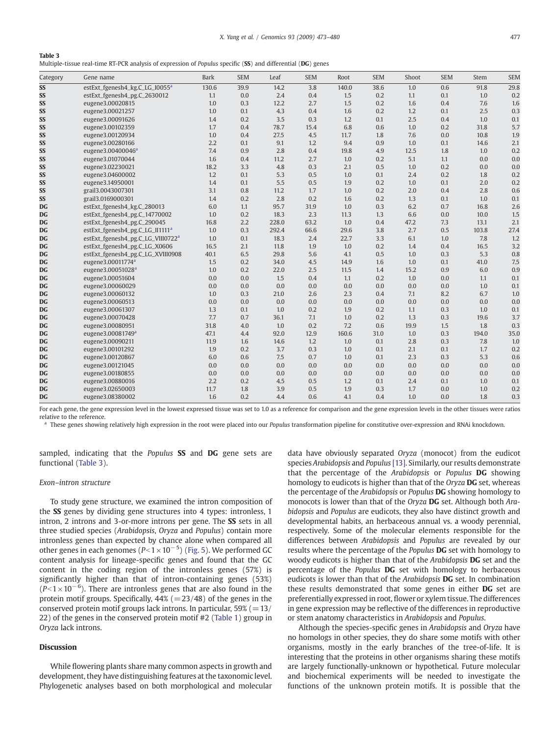**Table 3**
Multiple-tissue real-time RT-PCR analysis of expression of *Populus* specific (**SS**) and differential (**DG**) genes

| Category | Gene name | Bark | SEM | Leaf | SEM | Root | SEM | Shoot | SEM | Stem | SEM |
|---|---|---|---|---|---|---|---|---|---|---|---|
| **SS** | estExt_fgenesh4_kg.C_LG_I0055[a] | 130.6 | 39.9 | 14.2 | 3.8 | 140.0 | 38.6 | 1.0 | 0.6 | 91.8 | 29.8 |
| **SS** | estExt_fgenesh4_pg.C_2630012 | 1.1 | 0.0 | 2.4 | 0.4 | 1.5 | 0.2 | 1.1 | 0.1 | 1.0 | 0.2 |
| **SS** | eugene3.00020815 | 1.0 | 0.3 | 12.2 | 2.7 | 1.5 | 0.2 | 1.6 | 0.4 | 7.6 | 1.6 |
| **SS** | eugene3.00021257 | 1.0 | 0.1 | 4.3 | 0.4 | 1.6 | 0.2 | 1.2 | 0.1 | 2.5 | 0.3 |
| **SS** | eugene3.00091626 | 1.4 | 0.2 | 3.5 | 0.3 | 1.2 | 0.1 | 2.5 | 0.4 | 1.0 | 0.1 |
| **SS** | eugene3.00102359 | 1.7 | 0.4 | 78.7 | 15.4 | 6.8 | 0.6 | 1.0 | 0.2 | 31.8 | 5.7 |
| **SS** | eugene3.00120934 | 1.0 | 0.4 | 27.5 | 4.5 | 11.7 | 1.8 | 7.6 | 0.0 | 10.8 | 1.9 |
| **SS** | eugene3.00280166 | 2.2 | 0.1 | 9.1 | 1.2 | 9.4 | 0.9 | 1.0 | 0.1 | 14.6 | 2.1 |
| **SS** | eugene3.00400046[a] | 7.4 | 0.9 | 2.8 | 0.4 | 19.8 | 4.9 | 12.5 | 1.8 | 1.0 | 0.2 |
| **SS** | eugene3.01070044 | 1.6 | 0.4 | 11.2 | 2.7 | 1.0 | 0.2 | 5.1 | 1.1 | 0.0 | 0.0 |
| **SS** | eugene3.02230021 | 18.2 | 3.3 | 4.8 | 0.3 | 2.1 | 0.5 | 1.0 | 0.2 | 0.0 | 0.0 |
| **SS** | eugene3.04600002 | 1.2 | 0.1 | 5.3 | 0.5 | 1.0 | 0.1 | 2.4 | 0.2 | 1.8 | 0.2 |
| **SS** | eugene3.14950001 | 1.4 | 0.1 | 5.5 | 0.5 | 1.9 | 0.2 | 1.0 | 0.1 | 2.0 | 0.2 |
| **SS** | grail3.0043007301 | 3.1 | 0.8 | 11.2 | 1.7 | 1.0 | 0.2 | 2.0 | 0.4 | 2.8 | 0.6 |
| **SS** | grail3.0169000301 | 1.4 | 0.2 | 2.8 | 0.2 | 1.6 | 0.2 | 1.3 | 0.1 | 1.0 | 0.1 |
| **DG** | estExt_fgenesh4_kg.C_280013 | 6.0 | 1.1 | 95.7 | 31.9 | 1.0 | 0.3 | 6.2 | 0.7 | 16.8 | 2.6 |
| **DG** | estExt_fgenesh4_pg.C_14770002 | 1.0 | 0.2 | 18.3 | 2.3 | 11.3 | 1.3 | 6.6 | 0.0 | 10.0 | 1.5 |
| **DG** | estExt_fgenesh4_pg.C_290045 | 16.8 | 2.2 | 228.0 | 63.2 | 1.0 | 0.4 | 47.2 | 7.3 | 13.1 | 2.1 |
| **DG** | estExt_fgenesh4_pg.C_LG_II1111[a] | 1.0 | 0.3 | 292.4 | 66.6 | 29.6 | 3.8 | 2.7 | 0.5 | 103.8 | 27.4 |
| **DG** | estExt_fgenesh4_pg.C_LG_VIII0722[a] | 1.0 | 0.1 | 18.3 | 2.4 | 22.7 | 3.3 | 6.1 | 1.0 | 7.8 | 1.2 |
| **DG** | estExt_fgenesh4_pg.C_LG_X0606 | 16.5 | 2.1 | 11.8 | 1.9 | 1.0 | 0.2 | 1.4 | 0.4 | 16.5 | 3.2 |
| **DG** | estExt_fgenesh4_pg.C_LG_XVIII0908 | 40.1 | 6.5 | 29.8 | 5.6 | 4.1 | 0.5 | 1.0 | 0.3 | 5.3 | 0.8 |
| **DG** | eugene3.00011774[a] | 1.5 | 0.2 | 34.0 | 4.5 | 14.9 | 1.6 | 1.0 | 0.1 | 41.0 | 7.5 |
| **DG** | eugene3.00051028[a] | 1.0 | 0.2 | 22.0 | 2.5 | 11.5 | 1.4 | 15.2 | 0.9 | 6.0 | 0.9 |
| **DG** | eugene3.00051604 | 0.0 | 0.0 | 1.5 | 0.4 | 1.1 | 0.2 | 1.0 | 0.0 | 1.1 | 0.1 |
| **DG** | eugene3.00060029 | 0.0 | 0.0 | 0.0 | 0.0 | 0.0 | 0.0 | 0.0 | 0.0 | 1.0 | 0.1 |
| **DG** | eugene3.00060132 | 1.0 | 0.3 | 21.0 | 2.6 | 2.3 | 0.4 | 7.1 | 8.2 | 6.7 | 1.0 |
| **DG** | eugene3.00060513 | 0.0 | 0.0 | 0.0 | 0.0 | 0.0 | 0.0 | 0.0 | 0.0 | 0.0 | 0.0 |
| **DG** | eugene3.00061307 | 1.3 | 0.1 | 1.0 | 0.2 | 1.9 | 0.2 | 1.1 | 0.3 | 1.0 | 0.1 |
| **DG** | eugene3.00070428 | 7.7 | 0.7 | 36.1 | 7.1 | 1.0 | 0.2 | 1.3 | 0.3 | 19.6 | 3.7 |
| **DG** | eugene3.00080951 | 31.8 | 4.0 | 1.0 | 0.2 | 7.2 | 0.6 | 19.9 | 1.5 | 1.8 | 0.3 |
| **DG** | eugene3.00081749[a] | 47.1 | 4.4 | 92.0 | 12.9 | 160.6 | 31.0 | 1.0 | 0.3 | 194.0 | 35.0 |
| **DG** | eugene3.00090211 | 11.9 | 1.6 | 14.6 | 1.2 | 1.0 | 0.1 | 2.8 | 0.3 | 7.8 | 1.0 |
| **DG** | eugene3.00101292 | 1.9 | 0.2 | 3.7 | 0.3 | 1.0 | 0.1 | 2.1 | 0.1 | 1.7 | 0.2 |
| **DG** | eugene3.00120867 | 6.0 | 0.6 | 7.5 | 0.7 | 1.0 | 0.1 | 2.3 | 0.3 | 5.3 | 0.6 |
| **DG** | eugene3.00121045 | 0.0 | 0.0 | 0.0 | 0.0 | 0.0 | 0.0 | 0.0 | 0.0 | 0.0 | 0.0 |
| **DG** | eugene3.00180855 | 0.0 | 0.0 | 0.0 | 0.0 | 0.0 | 0.0 | 0.0 | 0.0 | 0.0 | 0.0 |
| **DG** | eugene3.00880016 | 2.2 | 0.2 | 4.5 | 0.5 | 1.2 | 0.1 | 2.4 | 0.1 | 1.0 | 0.1 |
| **DG** | eugene3.02650003 | 11.7 | 1.8 | 3.9 | 0.5 | 1.9 | 0.3 | 1.7 | 0.0 | 1.0 | 0.2 |
| **DG** | eugene3.08380002 | 1.6 | 0.2 | 4.4 | 0.6 | 4.1 | 0.4 | 1.0 | 0.0 | 1.8 | 0.3 |

For each gene, the gene expression level in the lowest expressed tissue was set to 1.0 as a reference for comparison and the gene expression levels in the other tissues were ratios relative to the reference.

[a] These genes showing relatively high expression in the root were placed into our *Populus* transformation pipeline for constitutive over-expression and RNAi knockdown.

sampled, indicating that the *Populus* **SS** and **DG** gene sets are functional (Table 3).

### Exon–intron structure

To study gene structure, we examined the intron composition of the **SS** genes by dividing gene structures into 4 types: intronless, 1 intron, 2 introns and 3-or-more introns per gene. The **SS** sets in all three studied species (*Arabidopsis*, *Oryza* and *Populus*) contain more intronless genes than expected by chance alone when compared all other genes in each genomes ($P<1\times10^{-5}$) (Fig. 5). We performed GC content analysis for lineage-specific genes and found that the GC content in the coding region of the intronless genes (57%) is significantly higher than that of intron-containing genes (53%) ($P<1\times10^{-6}$). There are intronless genes that are also found in the protein motif groups. Specifically, 44% (=23/48) of the genes in the conserved protein motif groups lack introns. In particular, 59% (=13/22) of the genes in the conserved protein motif #2 (Table 1) group in *Oryza* lack introns.

## Discussion

While flowering plants share many common aspects in growth and development, they have distinguishing features at the taxonomic level. Phylogenetic analyses based on both morphological and molecular data have obviously separated *Oryza* (monocot) from the eudicot species *Arabidopsis* and *Populus* [13]. Similarly, our results demonstrate that the percentage of the *Arabidopsis* or *Populus* **DG** showing homology to eudicots is higher than that of the *Oryza* **DG** set, whereas the percentage of the *Arabidopsis* or *Populus* **DG** showing homology to monocots is lower than that of the *Oryza* **DG** set. Although both *Arabidopsis* and *Populus* are eudicots, they also have distinct growth and developmental habits, an herbaceous annual vs. a woody perennial, respectively. Some of the molecular elements responsible for the differences between *Arabidopsis* and *Populus* are revealed by our results where the percentage of the *Populus* **DG** set with homology to woody eudicots is higher than that of the *Arabidopsis* **DG** set and the percentage of the *Populus* **DG** set with homology to herbaceous eudicots is lower than that of the *Arabidopsis* **DG** set. In combination these results demonstrated that some genes in either **DG** set are preferentially expressed in root, flower or xylem tissue. The differences in gene expression may be reflective of the differences in reproductive or stem anatomy characteristics in *Arabidopsis* and *Populus*.

Although the species-specific genes in *Arabidopsis* and *Oryza* have no homologs in other species, they do share some motifs with other organisms, mostly in the early branches of the tree-of-life. It is interesting that the proteins in other organisms sharing these motifs are largely functionally-unknown or hypothetical. Future molecular and biochemical experiments will be needed to investigate the functions of the unknown protein motifs. It is possible that the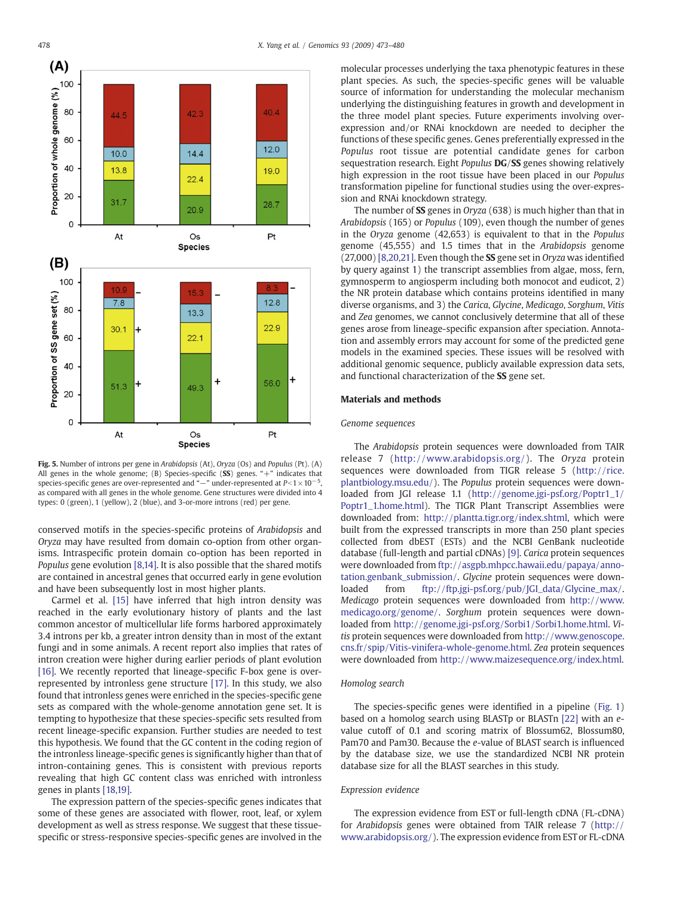Fig. 5. Number of introns per gene in *Arabidopsis* (At), *Oryza* (Os) and *Populus* (Pt). (A) All genes in the whole genome; (B) Species-specific (**SS**) genes. "+" indicates that species-specific genes are over-represented and "−" under-represented at $P < 1 \times 10^{-5}$, as compared with all genes in the whole genome. Gene structures were divided into 4 types: 0 (green), 1 (yellow), 2 (blue), and 3-or-more introns (red) per gene.

conserved motifs in the species-specific proteins of *Arabidopsis* and *Oryza* may have resulted from domain co-option from other organisms. Intraspecific protein domain co-option has been reported in *Populus* gene evolution [8,14]. It is also possible that the shared motifs are contained in ancestral genes that occurred early in gene evolution and have been subsequently lost in most higher plants.

Carmel et al. [15] have inferred that high intron density was reached in the early evolutionary history of plants and the last common ancestor of multicellular life forms harbored approximately 3.4 introns per kb, a greater intron density than in most of the extant fungi and in some animals. A recent report also implies that rates of intron creation were higher during earlier periods of plant evolution [16]. We recently reported that lineage-specific F-box gene is over-represented by intronless gene structure [17]. In this study, we also found that intronless genes were enriched in the species-specific gene sets as compared with the whole-genome annotation gene set. It is tempting to hypothesize that these species-specific sets resulted from recent lineage-specific expansion. Further studies are needed to test this hypothesis. We found that the GC content in the coding region of the intronless lineage-specific genes is significantly higher than that of intron-containing genes. This is consistent with previous reports revealing that high GC content class was enriched with intronless genes in plants [18,19].

The expression pattern of the species-specific genes indicates that some of these genes are associated with flower, root, leaf, or xylem development as well as stress response. We suggest that these tissue-specific or stress-responsive species-specific genes are involved in the molecular processes underlying the taxa phenotypic features in these plant species. As such, the species-specific genes will be valuable source of information for understanding the molecular mechanism underlying the distinguishing features in growth and development in the three model plant species. Future experiments involving over-expression and/or RNAi knockdown are needed to decipher the functions of these specific genes. Genes preferentially expressed in the *Populus* root tissue are potential candidate genes for carbon sequestration research. Eight *Populus* **DG**/**SS** genes showing relatively high expression in the root tissue have been placed in our *Populus* transformation pipeline for functional studies using the over-expression and RNAi knockdown strategy.

The number of **SS** genes in *Oryza* (638) is much higher than that in *Arabidopsis* (165) or *Populus* (109), even though the number of genes in the *Oryza* genome (42,653) is equivalent to that in the *Populus* genome (45,555) and 1.5 times that in the *Arabidopsis* genome (27,000) [8,20,21]. Even though the **SS** gene set in *Oryza* was identified by query against 1) the transcript assemblies from algae, moss, fern, gymnosperm to angiosperm including both monocot and eudicot, 2) the NR protein database which contains proteins identified in many diverse organisms, and 3) the *Carica*, *Glycine*, *Medicago*, *Sorghum*, *Vitis* and *Zea* genomes, we cannot conclusively determine that all of these genes arose from lineage-specific expansion after speciation. Annotation and assembly errors may account for some of the predicted gene models in the examined species. These issues will be resolved with additional genomic sequence, publicly available expression data sets, and functional characterization of the **SS** gene set.

## Materials and methods

### Genome sequences

The *Arabidopsis* protein sequences were downloaded from TAIR release 7 (http://www.arabidopsis.org/). The *Oryza* protein sequences were downloaded from TIGR release 5 (http://rice.plantbiology.msu.edu/). The *Populus* protein sequences were downloaded from JGI release 1.1 (http://genome.jgi-psf.org/Poptr1_1/Poptr1_1.home.html). The TIGR Plant Transcript Assemblies were downloaded from: http://plantta.tigr.org/index.shtml, which were built from the expressed transcripts in more than 250 plant species collected from dbEST (ESTs) and the NCBI GenBank nucleotide database (full-length and partial cDNAs) [9]. *Carica* protein sequences were downloaded from ftp://asgpb.mhpcc.hawaii.edu/papaya/annotation.genbank_submission/. *Glycine* protein sequences were downloaded from ftp://ftp.jgi-psf.org/pub/JGI_data/Glycine_max/. *Medicago* protein sequences were downloaded from http://www.medicago.org/genome/. *Sorghum* protein sequences were downloaded from http://genome.jgi-psf.org/Sorbi1/Sorbi1.home.html. *Vitis* protein sequences were downloaded from http://www.genoscope.cns.fr/spip/Vitis-vinifera-whole-genome.html. *Zea* protein sequences were downloaded from http://www.maizesequence.org/index.html.

### Homolog search

The species-specific genes were identified in a pipeline (Fig. 1) based on a homolog search using BLASTp or BLASTn [22] with an *e*-value cutoff of 0.1 and scoring matrix of Blossum62, Blossum80, Pam70 and Pam30. Because the *e*-value of BLAST search is influenced by the database size, we use the standardized NCBI NR protein database size for all the BLAST searches in this study.

### Expression evidence

The expression evidence from EST or full-length cDNA (FL-cDNA) for *Arabidopsis* genes were obtained from TAIR release 7 (http://www.arabidopsis.org/). The expression evidence from EST or FL-cDNA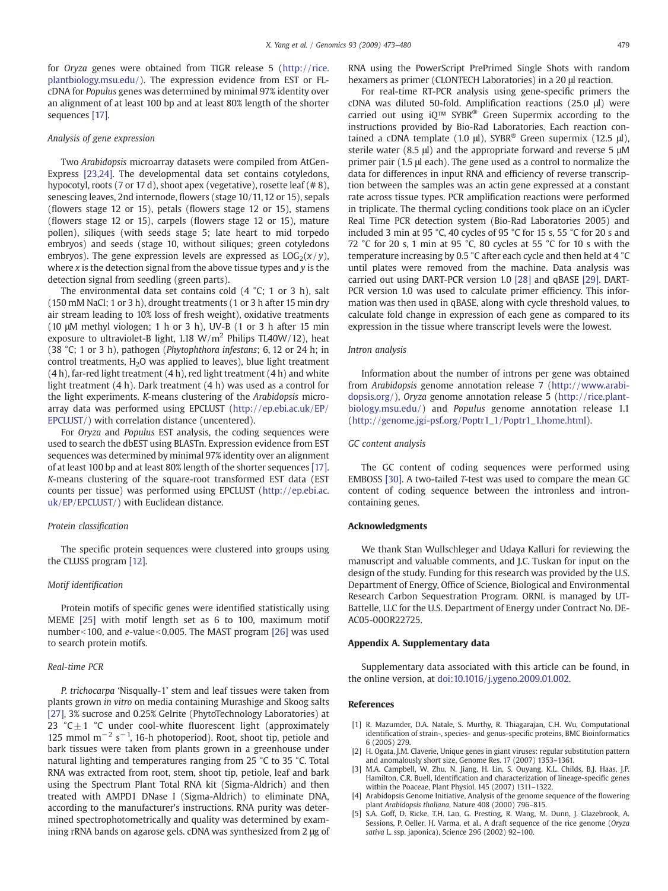for *Oryza* genes were obtained from TIGR release 5 (http://rice.plantbiology.msu.edu/). The expression evidence from EST or FL-cDNA for *Populus* genes was determined by minimal 97% identity over an alignment of at least 100 bp and at least 80% length of the shorter sequences [17].

### Analysis of gene expression

Two *Arabidopsis* microarray datasets were compiled from AtGenExpress [23,24]. The developmental data set contains cotyledons, hypocotyl, roots (7 or 17 d), shoot apex (vegetative), rosette leaf (# 8), senescing leaves, 2nd internode, flowers (stage 10/11, 12 or 15), sepals (flowers stage 12 or 15), petals (flowers stage 12 or 15), stamens (flowers stage 12 or 15), carpels (flowers stage 12 or 15), mature pollen), siliques (with seeds stage 5; late heart to mid torpedo embryos) and seeds (stage 10, without siliques; green cotyledons embryos). The gene expression levels are expressed as $\mathrm{LOG}_2(x/y)$, where $x$ is the detection signal from the above tissue types and $y$ is the detection signal from seedling (green parts).

The environmental data set contains cold (4 °C; 1 or 3 h), salt (150 mM NaCl; 1 or 3 h), drought treatments (1 or 3 h after 15 min dry air stream leading to 10% loss of fresh weight), oxidative treatments (10 μM methyl viologen; 1 h or 3 h), UV-B (1 or 3 h after 15 min exposure to ultraviolet-B light, 1.18 $W/m^2$ Philips TL40W/12), heat (38 °C; 1 or 3 h), pathogen (*Phytophthora infestans*; 6, 12 or 24 h; in control treatments, $H_2O$ was applied to leaves), blue light treatment (4 h), far-red light treatment (4 h), red light treatment (4 h) and white light treatment (4 h). Dark treatment (4 h) was used as a control for the light experiments. *K*-means clustering of the *Arabidopsis* microarray data was performed using EPCLUST (http://ep.ebi.ac.uk/EP/EPCLUST/) with correlation distance (uncentered).

For *Oryza* and *Populus* EST analysis, the coding sequences were used to search the dbEST using BLASTn. Expression evidence from EST sequences was determined by minimal 97% identity over an alignment of at least 100 bp and at least 80% length of the shorter sequences [17]. *K*-means clustering of the square-root transformed EST data (EST counts per tissue) was performed using EPCLUST (http://ep.ebi.ac.uk/EP/EPCLUST/) with Euclidean distance.

### Protein classification

The specific protein sequences were clustered into groups using the CLUSS program [12].

### Motif identification

Protein motifs of specific genes were identified statistically using MEME [25] with motif length set as 6 to 100, maximum motif number<100, and *e*-value<0.005. The MAST program [26] was used to search protein motifs.

### Real-time PCR

*P. trichocarpa* 'Nisqually-1' stem and leaf tissues were taken from plants grown *in vitro* on media containing Murashige and Skoog salts [27], 3% sucrose and 0.25% Gelrite (PhytoTechnology Laboratories) at 23 °C ± 1 °C under cool-white fluorescent light (approximately 125 mmol $m^{-2}$ $s^{-1}$, 16-h photoperiod). Root, shoot tip, petiole and bark tissues were taken from plants grown in a greenhouse under natural lighting and temperatures ranging from 25 °C to 35 °C. Total RNA was extracted from root, stem, shoot tip, petiole, leaf and bark using the Spectrum Plant Total RNA kit (Sigma-Aldrich) and then treated with AMPD1 DNase I (Sigma-Aldrich) to eliminate DNA, according to the manufacturer's instructions. RNA purity was determined spectrophotometrically and quality was determined by examining rRNA bands on agarose gels. cDNA was synthesized from 2 μg of RNA using the PowerScript PrePrimed Single Shots with random hexamers as primer (CLONTECH Laboratories) in a 20 μl reaction.

For real-time RT-PCR analysis using gene-specific primers the cDNA was diluted 50-fold. Amplification reactions (25.0 μl) were carried out using iQ™ SYBR® Green Supermix according to the instructions provided by Bio-Rad Laboratories. Each reaction contained a cDNA template (1.0 μl), SYBR® Green supermix (12.5 μl), sterile water (8.5 μl) and the appropriate forward and reverse 5 μM primer pair (1.5 μl each). The gene used as a control to normalize the data for differences in input RNA and efficiency of reverse transcription between the samples was an actin gene expressed at a constant rate across tissue types. PCR amplification reactions were performed in triplicate. The thermal cycling conditions took place on an iCycler Real Time PCR detection system (Bio-Rad Laboratories 2005) and included 3 min at 95 °C, 40 cycles of 95 °C for 15 s, 55 °C for 20 s and 72 °C for 20 s, 1 min at 95 °C, 80 cycles at 55 °C for 10 s with the temperature increasing by 0.5 °C after each cycle and then held at 4 °C until plates were removed from the machine. Data analysis was carried out using DART-PCR version 1.0 [28] and qBASE [29]. DART-PCR version 1.0 was used to calculate primer efficiency. This information was then used in qBASE, along with cycle threshold values, to calculate fold change in expression of each gene as compared to its expression in the tissue where transcript levels were the lowest.

### Intron analysis

Information about the number of introns per gene was obtained from *Arabidopsis* genome annotation release 7 (http://www.arabidopsis.org/), *Oryza* genome annotation release 5 (http://rice.plantbiology.msu.edu/) and *Populus* genome annotation release 1.1 (http://genome.jgi-psf.org/Poptr1_1/Poptr1_1.home.html).

### GC content analysis

The GC content of coding sequences were performed using EMBOSS [30]. A two-tailed *T*-test was used to compare the mean GC content of coding sequence between the intronless and intron-containing genes.

## Acknowledgments

We thank Stan Wullschleger and Udaya Kalluri for reviewing the manuscript and valuable comments, and J.C. Tuskan for input on the design of the study. Funding for this research was provided by the U.S. Department of Energy, Office of Science, Biological and Environmental Research Carbon Sequestration Program. ORNL is managed by UT-Battelle, LLC for the U.S. Department of Energy under Contract No. DE-AC05-00OR22725.

## Appendix A. Supplementary data

Supplementary data associated with this article can be found, in the online version, at doi:10.1016/j.ygeno.2009.01.002.

## References

[1] R. Mazumder, D.A. Natale, S. Murthy, R. Thiagarajan, C.H. Wu, Computational identification of strain-, species- and genus-specific proteins, BMC Bioinformatics 6 (2005) 279.

[2] H. Ogata, J.M. Claverie, Unique genes in giant viruses: regular substitution pattern and anomalously short size, Genome Res. 17 (2007) 1353–1361.

[3] M.A. Campbell, W. Zhu, N. Jiang, H. Lin, S. Ouyang, K.L. Childs, B.J. Haas, J.P. Hamilton, C.R. Buell, Identification and characterization of lineage-specific genes within the Poaceae, Plant Physiol. 145 (2007) 1311–1322.

[4] Arabidopsis Genome Initiative, Analysis of the genome sequence of the flowering plant *Arabidopsis thaliana*, Nature 408 (2000) 796–815.

[5] S.A. Goff, D. Ricke, T.H. Lan, G. Presting, R. Wang, M. Dunn, J. Glazebrook, A. Sessions, P. Oeller, H. Varma, et al., A draft sequence of the rice genome (*Oryza sativa* L. ssp. japonica), Science 296 (2002) 92–100.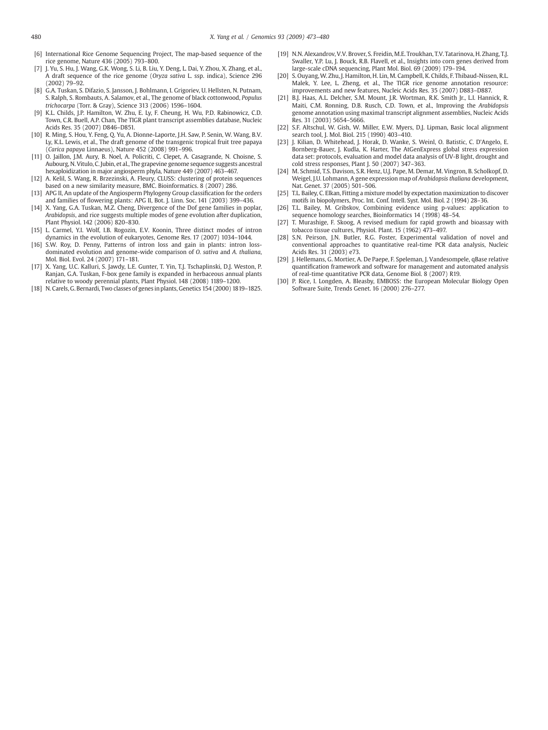[6] International Rice Genome Sequencing Project, The map-based sequence of the rice genome, Nature 436 (2005) 793–800.

[7] J. Yu, S. Hu, J. Wang, G.K. Wong, S. Li, B. Liu, Y. Deng, L. Dai, Y. Zhou, X. Zhang, et al., A draft sequence of the rice genome (*Oryza sativa* L. ssp. indica), Science 296 (2002) 79–92.

[8] G.A. Tuskan, S. Difazio, S. Jansson, J. Bohlmann, I. Grigoriev, U. Hellsten, N. Putnam, S. Ralph, S. Rombauts, A. Salamov, et al., The genome of black cottonwood, *Populus trichocarpa* (Torr. & Gray), Science 313 (2006) 1596–1604.

[9] K.L. Childs, J.P. Hamilton, W. Zhu, E. Ly, F. Cheung, H. Wu, P.D. Rabinowicz, C.D. Town, C.R. Buell, A.P. Chan, The TIGR plant transcript assemblies database, Nucleic Acids Res. 35 (2007) D846–D851.

[10] R. Ming, S. Hou, Y. Feng, Q. Yu, A. Dionne-Laporte, J.H. Saw, P. Senin, W. Wang, B.V. Ly, K.L. Lewis, et al., The draft genome of the transgenic tropical fruit tree papaya (*Carica papaya* Linnaeus), Nature 452 (2008) 991–996.

[11] O. Jaillon, J.M. Aury, B. Noel, A. Policriti, C. Clepet, A. Casagrande, N. Choisne, S. Aubourg, N. Vitulo, C. Jubin, et al., The grapevine genome sequence suggests ancestral hexaploidization in major angiosperm phyla, Nature 449 (2007) 463–467.

[12] A. Kelil, S. Wang, R. Brzezinski, A. Fleury, CLUSS: clustering of protein sequences based on a new similarity measure, BMC. Bioinformatics. 8 (2007) 286.

[13] APG II, An update of the Angiosperm Phylogeny Group classification for the orders and families of flowering plants: APG II, Bot. J. Linn. Soc. 141 (2003) 399–436.

[14] X. Yang, G.A. Tuskan, M.Z. Cheng, Divergence of the Dof gene families in poplar, *Arabidopsis*, and rice suggests multiple modes of gene evolution after duplication, Plant Physiol. 142 (2006) 820–830.

[15] L. Carmel, Y.I. Wolf, I.B. Rogozin, E.V. Koonin, Three distinct modes of intron dynamics in the evolution of eukaryotes, Genome Res. 17 (2007) 1034–1044.

[16] S.W. Roy, D. Penny, Patterns of intron loss and gain in plants: intron loss-dominated evolution and genome-wide comparison of *O. sativa* and *A. thaliana*, Mol. Biol. Evol. 24 (2007) 171–181.

[17] X. Yang, U.C. Kalluri, S. Jawdy, L.E. Gunter, T. Yin, T.J. Tschaplinski, D.J. Weston, P. Ranjan, G.A. Tuskan, F-box gene family is expanded in herbaceous annual plants relative to woody perennial plants, Plant Physiol. 148 (2008) 1189–1200.

[18] N. Carels, G. Bernardi, Two classes of genes in plants, Genetics 154 (2000) 1819–1825.

[19] N.N. Alexandrov, V.V. Brover, S. Freidin, M.E. Troukhan, T.V. Tatarinova, H. Zhang, T.J. Swaller, Y.P. Lu, J. Bouck, R.B. Flavell, et al., Insights into corn genes derived from large-scale cDNA sequencing, Plant Mol. Biol. 69 (2009) 179–194.

[20] S. Ouyang, W. Zhu, J. Hamilton, H. Lin, M. Campbell, K. Childs, F. Thibaud-Nissen, R.L. Malek, Y. Lee, L. Zheng, et al., The TIGR rice genome annotation resource: improvements and new features, Nucleic Acids Res. 35 (2007) D883–D887.

[21] B.J. Haas, A.L. Delcher, S.M. Mount, J.R. Wortman, R.K. Smith Jr., L.I. Hannick, R. Maiti, C.M. Ronning, D.B. Rusch, C.D. Town, et al., Improving the *Arabidopsis* genome annotation using maximal transcript alignment assemblies, Nucleic Acids Res. 31 (2003) 5654–5666.

[22] S.F. Altschul, W. Gish, W. Miller, E.W. Myers, D.J. Lipman, Basic local alignment search tool, J. Mol. Biol. 215 (1990) 403–410.

[23] J. Kilian, D. Whitehead, J. Horak, D. Wanke, S. Weinl, O. Batistic, C. D'Angelo, E. Bornberg-Bauer, J. Kudla, K. Harter, The AtGenExpress global stress expression data set: protocols, evaluation and model data analysis of UV-B light, drought and cold stress responses, Plant J. 50 (2007) 347–363.

[24] M. Schmid, T.S. Davison, S.R. Henz, U.J. Pape, M. Demar, M. Vingron, B. Scholkopf, D. Weigel, J.U. Lohmann, A gene expression map of *Arabidopsis thaliana* development, Nat. Genet. 37 (2005) 501–506.

[25] T.L. Bailey, C. Elkan, Fitting a mixture model by expectation maximization to discover motifs in biopolymers, Proc. Int. Conf. Intell. Syst. Mol. Biol. 2 (1994) 28–36.

[26] T.L. Bailey, M. Gribskov, Combining evidence using p-values: application to sequence homology searches, Bioinformatics 14 (1998) 48–54.

[27] T. Murashige, F. Skoog, A revised medium for rapid growth and bioassay with tobacco tissue cultures, Physiol. Plant. 15 (1962) 473–497.

[28] S.N. Peirson, J.N. Butler, R.G. Foster, Experimental validation of novel and conventional approaches to quantitative real-time PCR data analysis, Nucleic Acids Res. 31 (2003) e73.

[29] J. Hellemans, G. Mortier, A. De Paepe, F. Speleman, J. Vandesompele, qBase relative quantification framework and software for management and automated analysis of real-time quantitative PCR data, Genome Biol. 8 (2007) R19.

[30] P. Rice, I. Longden, A. Bleasby, EMBOSS: the European Molecular Biology Open Software Suite, Trends Genet. 16 (2000) 276–277.